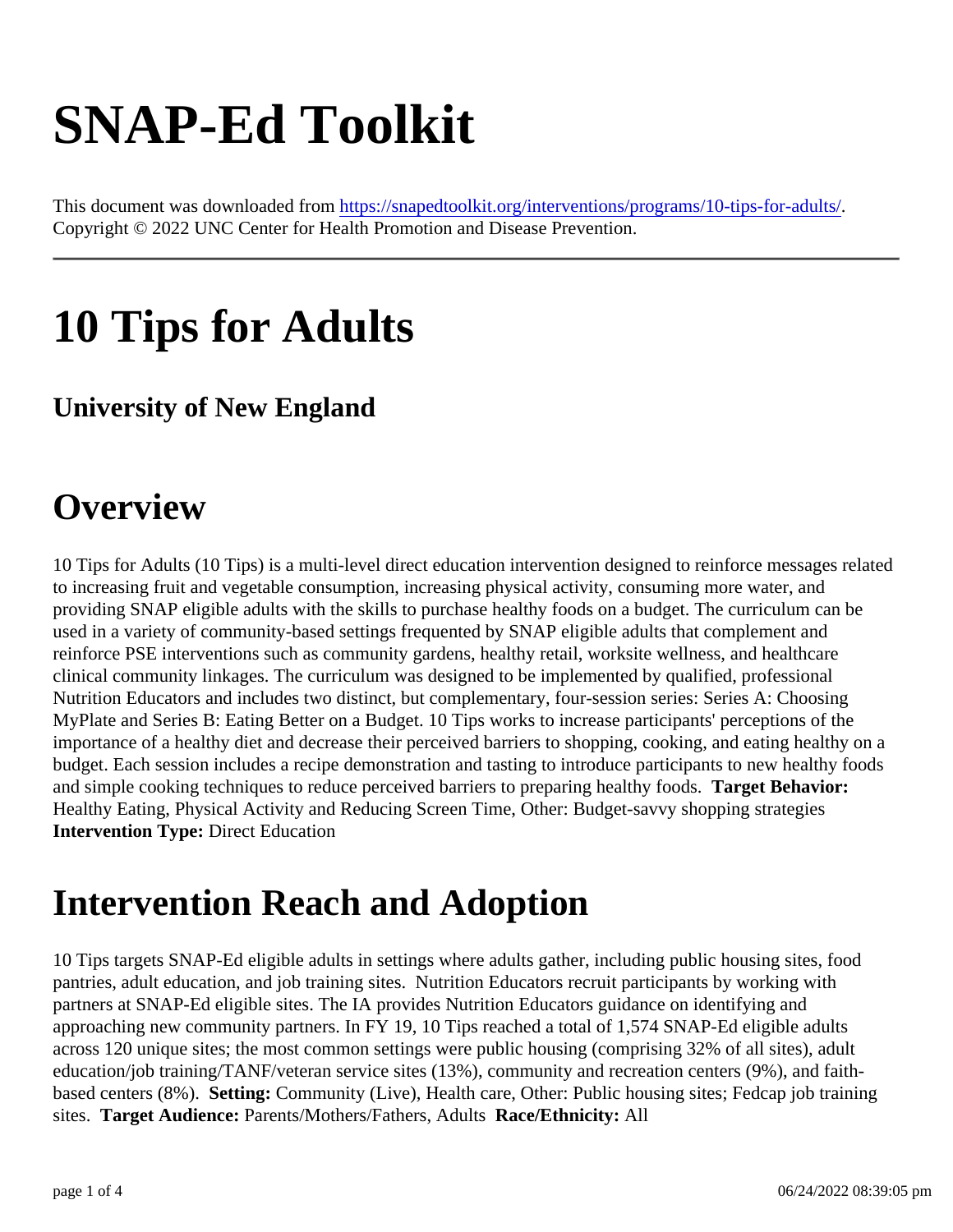# SNAP-Ed Toolkit

This document was downloaded from https://snapedtoolkit.org/interventions/programs/10-tips-for-adults/. Copyright © 2022 UNC Center for Health Promotion and Disease Prevention.

---

# 10 Tips for Adults

### University of New England

## Overview

10 Tips for Adults (10 Tips) is a multi-level direct education intervention designed to reinforce messages related to increasing fruit and vegetable consumption, increasing physical activity, consuming more water, and providing SNAP eligible adults with the skills to purchase healthy foods on a budget. The curriculum can be used in a variety of community-based settings frequented by SNAP eligible adults that complement and reinforce PSE interventions such as community gardens, healthy retail, worksite wellness, and healthcare clinical community linkages. The curriculum was designed to be implemented by qualified, professional Nutrition Educators and includes two distinct, but complementary, four-session series: Series A: Choosing MyPlate and Series B: Eating Better on a Budget. 10 Tips works to increase participants' perceptions of the importance of a healthy diet and decrease their perceived barriers to shopping, cooking, and eating healthy on a budget. Each session includes a recipe demonstration and tasting to introduce participants to new healthy foods and simple cooking techniques to reduce perceived barriers to preparing healthy foods. **Target Behavior:** Healthy Eating, Physical Activity and Reducing Screen Time, Other: Budget-savvy shopping strategies **Intervention Type:** Direct Education

## Intervention Reach and Adoption

10 Tips targets SNAP-Ed eligible adults in settings where adults gather, including public housing sites, food pantries, adult education, and job training sites. Nutrition Educators recruit participants by working with partners at SNAP-Ed eligible sites. The IA provides Nutrition Educators guidance on identifying and approaching new community partners. In FY 19, 10 Tips reached a total of 1,574 SNAP-Ed eligible adults across 120 unique sites; the most common settings were public housing (comprising 32% of all sites), adult education/job training/TANF/veteran service sites (13%), community and recreation centers (9%), and faith-based centers (8%). **Setting:** Community (Live), Health care, Other: Public housing sites; Fedcap job training sites. **Target Audience:** Parents/Mothers/Fathers, Adults **Race/Ethnicity:** All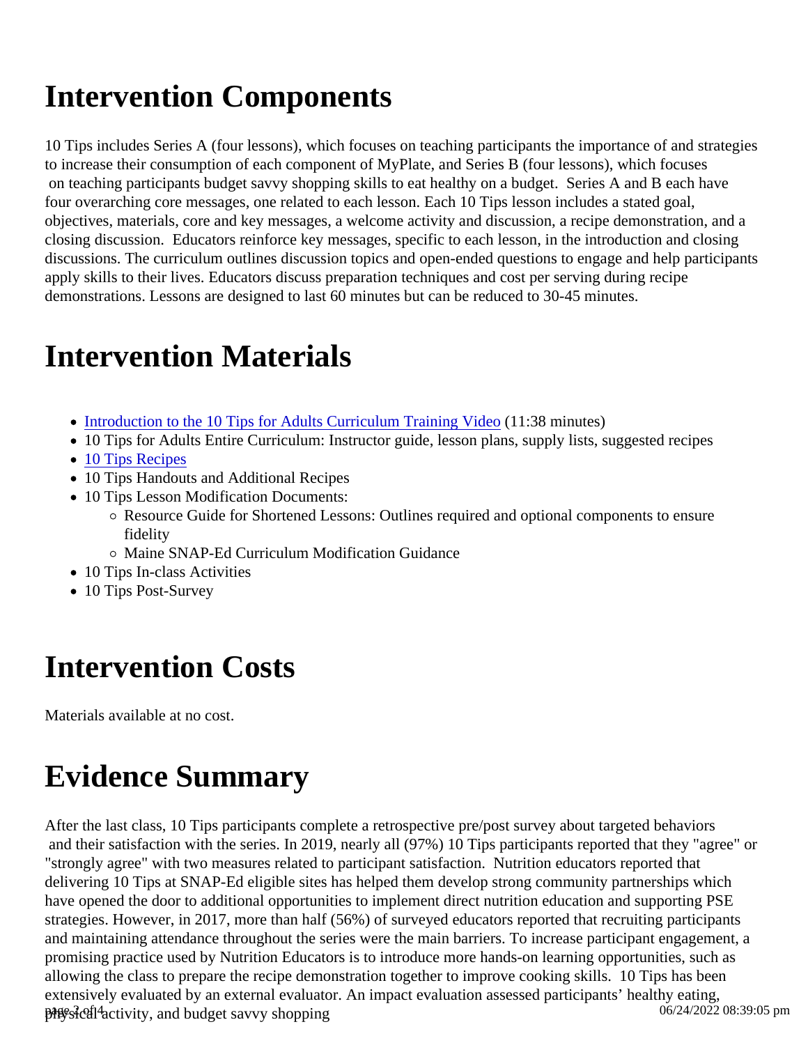# Intervention Components

10 Tips includes Series A (four lessons), which focuses on teaching participants the importance of and strategies to increase their consumption of each component of MyPlate, and Series B (four lessons), which focuses on teaching participants budget savvy shopping skills to eat healthy on a budget. Series A and B each have four overarching core messages, one related to each lesson. Each 10 Tips lesson includes a stated goal, objectives, materials, core and key messages, a welcome activity and discussion, a recipe demonstration, and a closing discussion. Educators reinforce key messages, specific to each lesson, in the introduction and closing discussions. The curriculum outlines discussion topics and open-ended questions to engage and help participants apply skills to their lives. Educators discuss preparation techniques and cost per serving during recipe demonstrations. Lessons are designed to last 60 minutes but can be reduced to 30-45 minutes.

# Intervention Materials

- Introduction to the 10 Tips for Adults Curriculum Training Video (11:38 minutes)
- 10 Tips for Adults Entire Curriculum: Instructor guide, lesson plans, supply lists, suggested recipes
- 10 Tips Recipes
- 10 Tips Handouts and Additional Recipes
- 10 Tips Lesson Modification Documents:
  - Resource Guide for Shortened Lessons: Outlines required and optional components to ensure fidelity
  - Maine SNAP-Ed Curriculum Modification Guidance
- 10 Tips In-class Activities
- 10 Tips Post-Survey

# Intervention Costs

Materials available at no cost.

# Evidence Summary

After the last class, 10 Tips participants complete a retrospective pre/post survey about targeted behaviors and their satisfaction with the series. In 2019, nearly all (97%) 10 Tips participants reported that they "agree" or "strongly agree" with two measures related to participant satisfaction. Nutrition educators reported that delivering 10 Tips at SNAP-Ed eligible sites has helped them develop strong community partnerships which have opened the door to additional opportunities to implement direct nutrition education and supporting PSE strategies. However, in 2017, more than half (56%) of surveyed educators reported that recruiting participants and maintaining attendance throughout the series were the main barriers. To increase participant engagement, a promising practice used by Nutrition Educators is to introduce more hands-on learning opportunities, such as allowing the class to prepare the recipe demonstration together to improve cooking skills. 10 Tips has been extensively evaluated by an external evaluator. An impact evaluation assessed participants' healthy eating, physical activity, and budget savvy shopping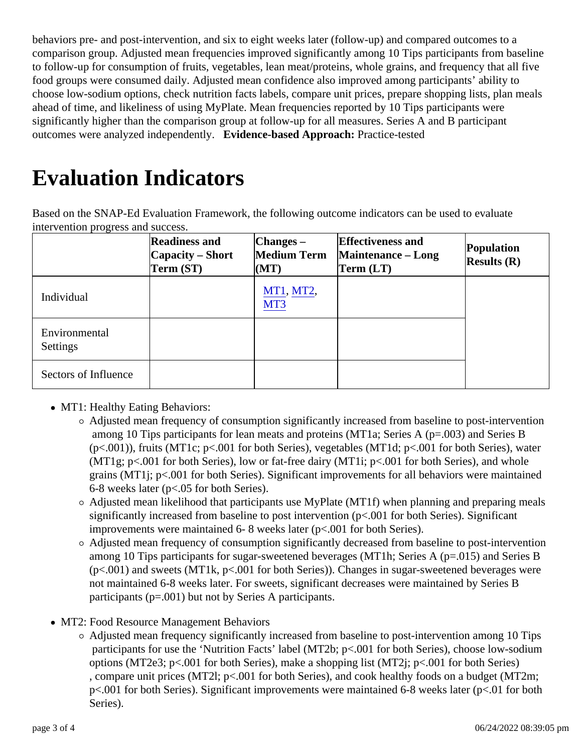behaviors pre- and post-intervention, and six to eight weeks later (follow-up) and compared outcomes to a comparison group. Adjusted mean frequencies improved significantly among 10 Tips participants from baseline to follow-up for consumption of fruits, vegetables, lean meat/proteins, whole grains, and frequency that all five food groups were consumed daily. Adjusted mean confidence also improved among participants' ability to choose low-sodium options, check nutrition facts labels, compare unit prices, prepare shopping lists, plan meals ahead of time, and likeliness of using MyPlate. Mean frequencies reported by 10 Tips participants were significantly higher than the comparison group at follow-up for all measures. Series A and B participant outcomes were analyzed independently. **Evidence-based Approach:** Practice-tested

# Evaluation Indicators

Based on the SNAP-Ed Evaluation Framework, the following outcome indicators can be used to evaluate intervention progress and success.

| | Readiness and Capacity – Short Term (ST) | Changes – Medium Term (MT) | Effectiveness and Maintenance – Long Term (LT) | Population Results (R) |
|---|---|---|---|---|
| Individual | | MT1, MT2, MT3 | | |
| Environmental Settings | | | | |
| Sectors of Influence | | | | |

- MT1: Healthy Eating Behaviors:
  - Adjusted mean frequency of consumption significantly increased from baseline to post-intervention among 10 Tips participants for lean meats and proteins (MT1a; Series A ($p=.003$) and Series B ($p<.001$)), fruits (MT1c; $p<.001$ for both Series), vegetables (MT1d; $p<.001$ for both Series), water (MT1g; $p<.001$ for both Series), low or fat-free dairy (MT1i; $p<.001$ for both Series), and whole grains (MT1j; $p<.001$ for both Series). Significant improvements for all behaviors were maintained 6-8 weeks later ($p<.05$ for both Series).
  - Adjusted mean likelihood that participants use MyPlate (MT1f) when planning and preparing meals significantly increased from baseline to post intervention ($p<.001$ for both Series). Significant improvements were maintained 6- 8 weeks later ($p<.001$ for both Series).
  - Adjusted mean frequency of consumption significantly decreased from baseline to post-intervention among 10 Tips participants for sugar-sweetened beverages (MT1h; Series A ($p=.015$) and Series B ($p<.001$) and sweets (MT1k, $p<.001$ for both Series)). Changes in sugar-sweetened beverages were not maintained 6-8 weeks later. For sweets, significant decreases were maintained by Series B participants ($p=.001$) but not by Series A participants.
- MT2: Food Resource Management Behaviors
  - Adjusted mean frequency significantly increased from baseline to post-intervention among 10 Tips participants for use the 'Nutrition Facts' label (MT2b; $p<.001$ for both Series), choose low-sodium options (MT2e3; $p<.001$ for both Series), make a shopping list (MT2j; $p<.001$ for both Series) , compare unit prices (MT2l; $p<.001$ for both Series), and cook healthy foods on a budget (MT2m; $p<.001$ for both Series). Significant improvements were maintained 6-8 weeks later ($p<.01$ for both Series).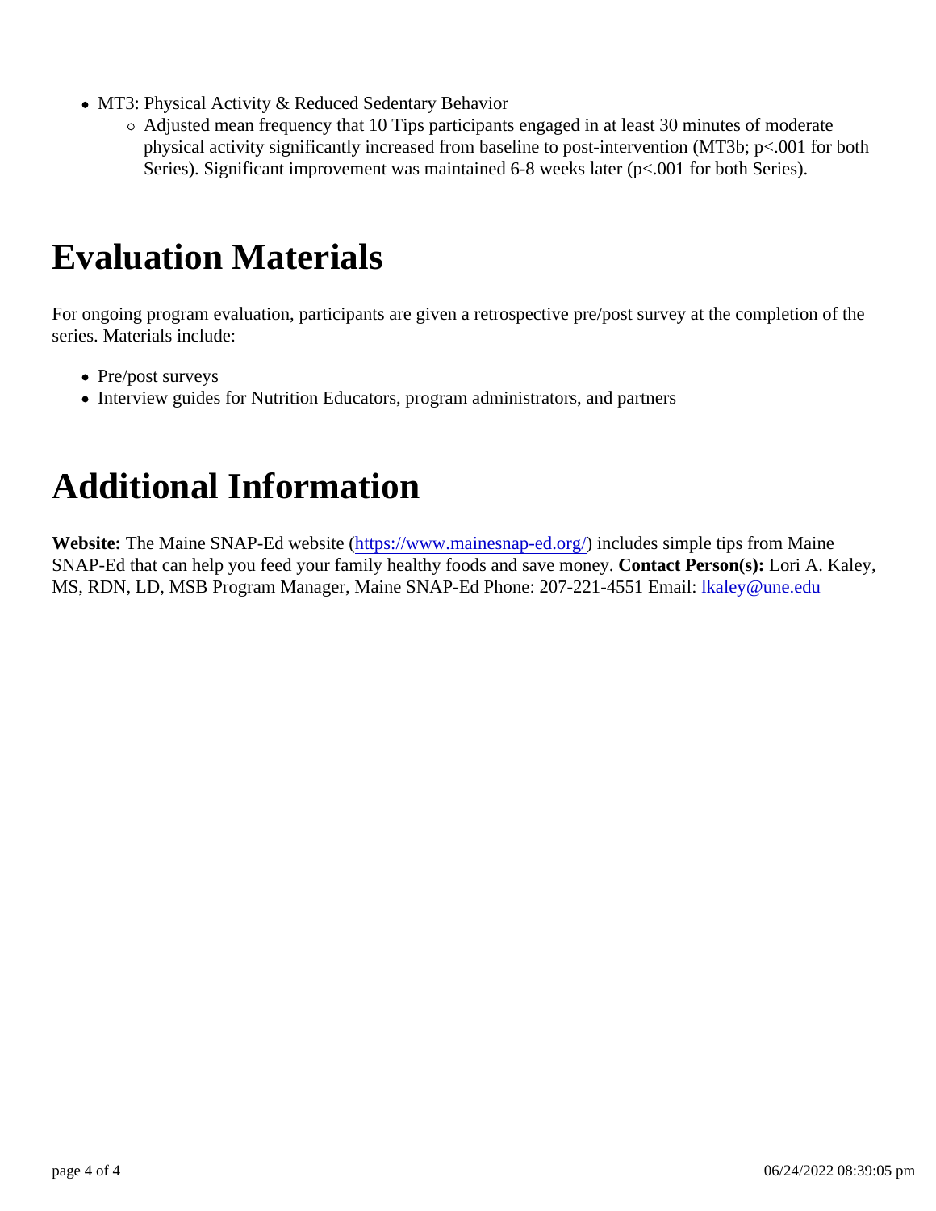- MT3: Physical Activity & Reduced Sedentary Behavior
  - Adjusted mean frequency that 10 Tips participants engaged in at least 30 minutes of moderate physical activity significantly increased from baseline to post-intervention (MT3b; $p<.001$ for both Series). Significant improvement was maintained 6-8 weeks later ($p<.001$ for both Series).

# Evaluation Materials

For ongoing program evaluation, participants are given a retrospective pre/post survey at the completion of the series. Materials include:

- Pre/post surveys
- Interview guides for Nutrition Educators, program administrators, and partners

# Additional Information

**Website:** The Maine SNAP-Ed website (https://www.mainesnap-ed.org/) includes simple tips from Maine SNAP-Ed that can help you feed your family healthy foods and save money. **Contact Person(s):** Lori A. Kaley, MS, RDN, LD, MSB Program Manager, Maine SNAP-Ed Phone: 207-221-4551 Email: lkaley@une.edu